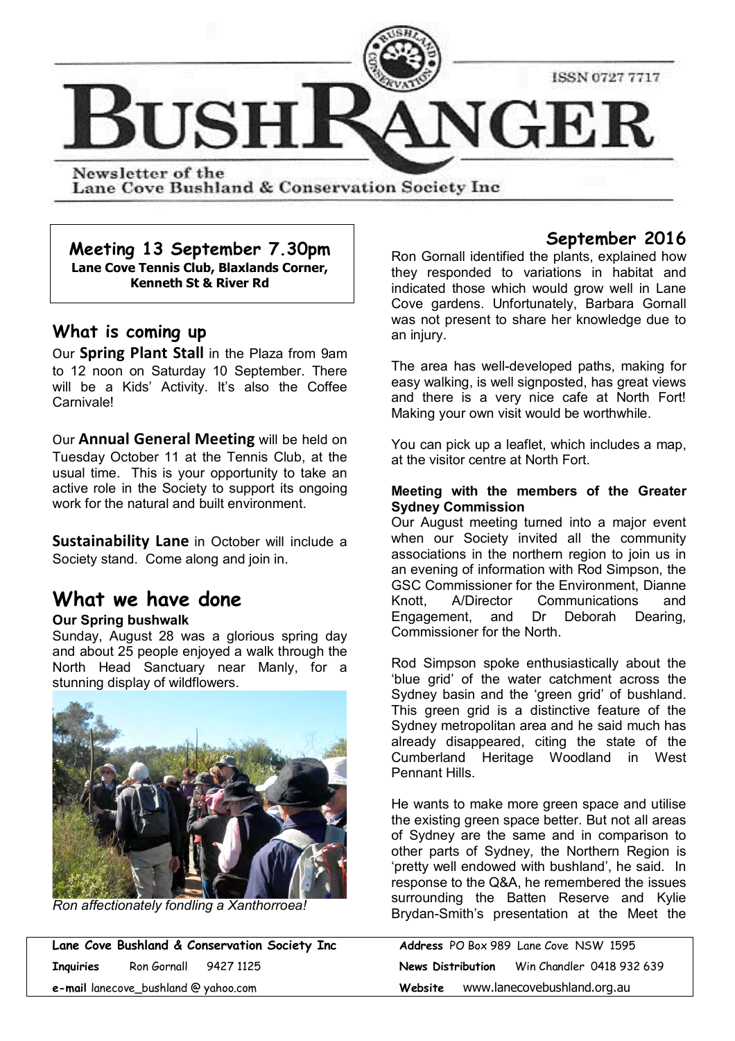# BUSHRANGER

ISSN 0727 7717

Newsletter of the Lane Cove Bushland & Conservation Society Inc

**Meeting 13 September 7.30pm**
**Lane Cove Tennis Club, Blaxlands Corner, Kenneth St & River Rd**

## What is coming up

Our **Spring Plant Stall** in the Plaza from 9am to 12 noon on Saturday 10 September. There will be a Kids' Activity. It's also the Coffee Carnivale!

Our **Annual General Meeting** will be held on Tuesday October 11 at the Tennis Club, at the usual time. This is your opportunity to take an active role in the Society to support its ongoing work for the natural and built environment.

**Sustainability Lane** in October will include a Society stand. Come along and join in.

## What we have done

**Our Spring bushwalk**

Sunday, August 28 was a glorious spring day and about 25 people enjoyed a walk through the North Head Sanctuary near Manly, for a stunning display of wildflowers.

*Ron affectionately fondling a Xanthorroea!*

**September 2016**

Ron Gornall identified the plants, explained how they responded to variations in habitat and indicated those which would grow well in Lane Cove gardens. Unfortunately, Barbara Gornall was not present to share her knowledge due to an injury.

The area has well-developed paths, making for easy walking, is well signposted, has great views and there is a very nice cafe at North Fort! Making your own visit would be worthwhile.

You can pick up a leaflet, which includes a map, at the visitor centre at North Fort.

**Meeting with the members of the Greater Sydney Commission**

Our August meeting turned into a major event when our Society invited all the community associations in the northern region to join us in an evening of information with Rod Simpson, the GSC Commissioner for the Environment, Dianne Knott, A/Director Communications and Engagement, and Dr Deborah Dearing, Commissioner for the North.

Rod Simpson spoke enthusiastically about the 'blue grid' of the water catchment across the Sydney basin and the 'green grid' of bushland. This green grid is a distinctive feature of the Sydney metropolitan area and he said much has already disappeared, citing the state of the Cumberland Heritage Woodland in West Pennant Hills.

He wants to make more green space and utilise the existing green space better. But not all areas of Sydney are the same and in comparison to other parts of Sydney, the Northern Region is 'pretty well endowed with bushland', he said. In response to the Q&A, he remembered the issues surrounding the Batten Reserve and Kylie Brydan-Smith's presentation at the Meet the

| **Lane Cove Bushland & Conservation Society Inc** | **Address** PO Box 989 Lane Cove NSW 1595 |
|---|---|
| **Inquiries** Ron Gornall 9427 1125 | **News Distribution** Win Chandler 0418 932 639 |
| **e-mail** lanecove_bushland@yahoo.com | **Website** www.lanecovebushland.org.au |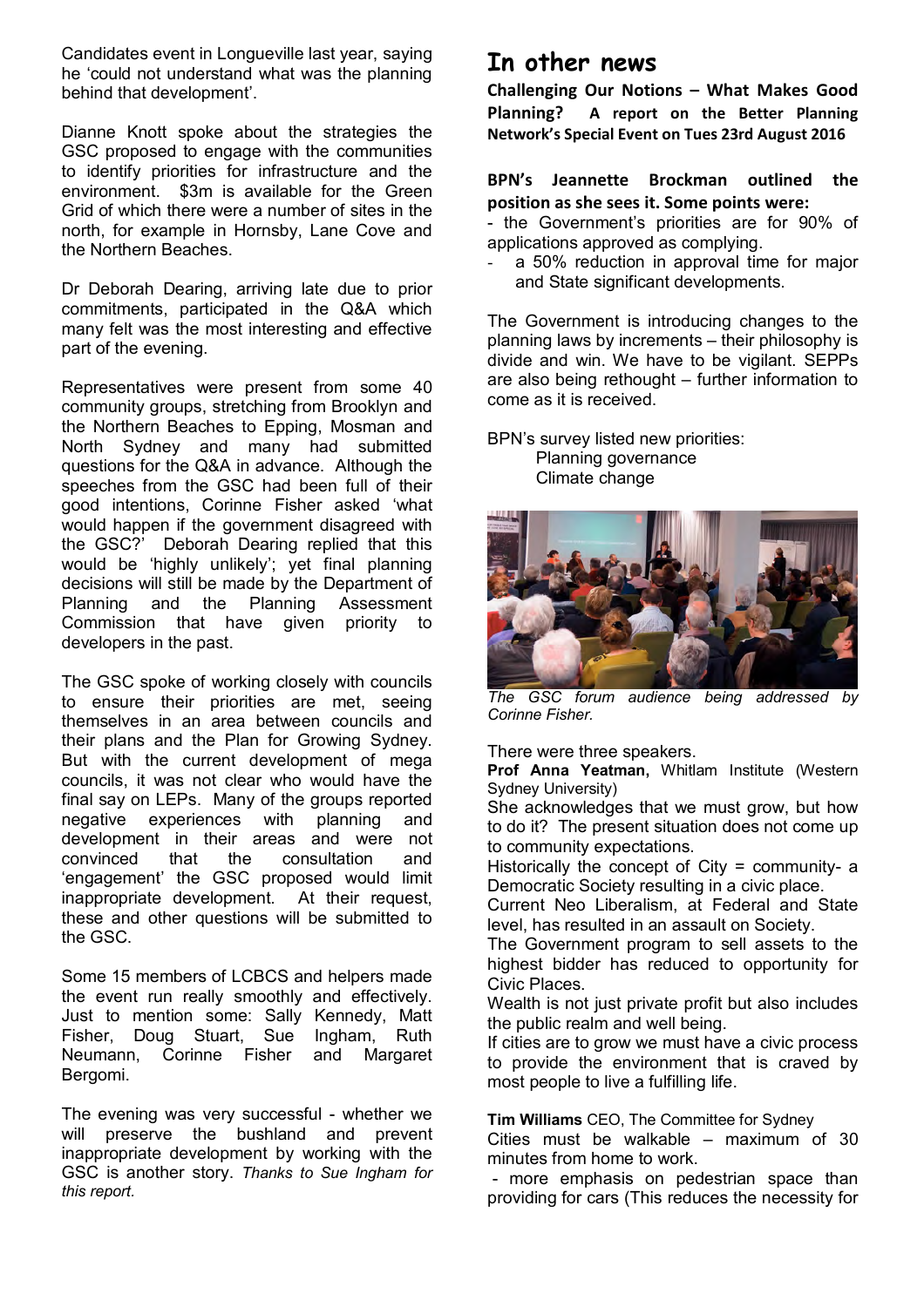Candidates event in Longueville last year, saying he 'could not understand what was the planning behind that development'.

Dianne Knott spoke about the strategies the GSC proposed to engage with the communities to identify priorities for infrastructure and the environment. $3m is available for the Green Grid of which there were a number of sites in the north, for example in Hornsby, Lane Cove and the Northern Beaches.

Dr Deborah Dearing, arriving late due to prior commitments, participated in the Q&A which many felt was the most interesting and effective part of the evening.

Representatives were present from some 40 community groups, stretching from Brooklyn and the Northern Beaches to Epping, Mosman and North Sydney and many had submitted questions for the Q&A in advance. Although the speeches from the GSC had been full of their good intentions, Corinne Fisher asked 'what would happen if the government disagreed with the GSC?' Deborah Dearing replied that this would be 'highly unlikely'; yet final planning decisions will still be made by the Department of Planning and the Planning Assessment Commission that have given priority to developers in the past.

The GSC spoke of working closely with councils to ensure their priorities are met, seeing themselves in an area between councils and their plans and the Plan for Growing Sydney. But with the current development of mega councils, it was not clear who would have the final say on LEPs. Many of the groups reported negative experiences with planning and development in their areas and were not convinced that the consultation and 'engagement' the GSC proposed would limit inappropriate development. At their request, these and other questions will be submitted to the GSC.

Some 15 members of LCBCS and helpers made the event run really smoothly and effectively. Just to mention some: Sally Kennedy, Matt Fisher, Doug Stuart, Sue Ingham, Ruth Neumann, Corinne Fisher and Margaret Bergomi.

The evening was very successful - whether we will preserve the bushland and prevent inappropriate development by working with the GSC is another story. *Thanks to Sue Ingham for this report.*

*The GSC forum audience being addressed by Corinne Fisher.*

# In other news

**Challenging Our Notions – What Makes Good Planning? A report on the Better Planning Network's Special Event on Tues 23rd August 2016**

**BPN's Jeannette Brockman outlined the position as she sees it. Some points were:**

- the Government's priorities are for 90% of applications approved as complying.
- a 50% reduction in approval time for major and State significant developments.

The Government is introducing changes to the planning laws by increments – their philosophy is divide and win. We have to be vigilant. SEPPs are also being rethought – further information to come as it is received.

BPN's survey listed new priorities:
Planning governance
Climate change

There were three speakers.

**Prof Anna Yeatman,** Whitlam Institute (Western Sydney University)

She acknowledges that we must grow, but how to do it? The present situation does not come up to community expectations.

Historically the concept of City = community- a Democratic Society resulting in a civic place.

Current Neo Liberalism, at Federal and State level, has resulted in an assault on Society.

The Government program to sell assets to the highest bidder has reduced to opportunity for Civic Places.

Wealth is not just private profit but also includes the public realm and well being.

If cities are to grow we must have a civic process to provide the environment that is craved by most people to live a fulfilling life.

**Tim Williams** CEO, The Committee for Sydney

Cities must be walkable – maximum of 30 minutes from home to work.

- more emphasis on pedestrian space than providing for cars (This reduces the necessity for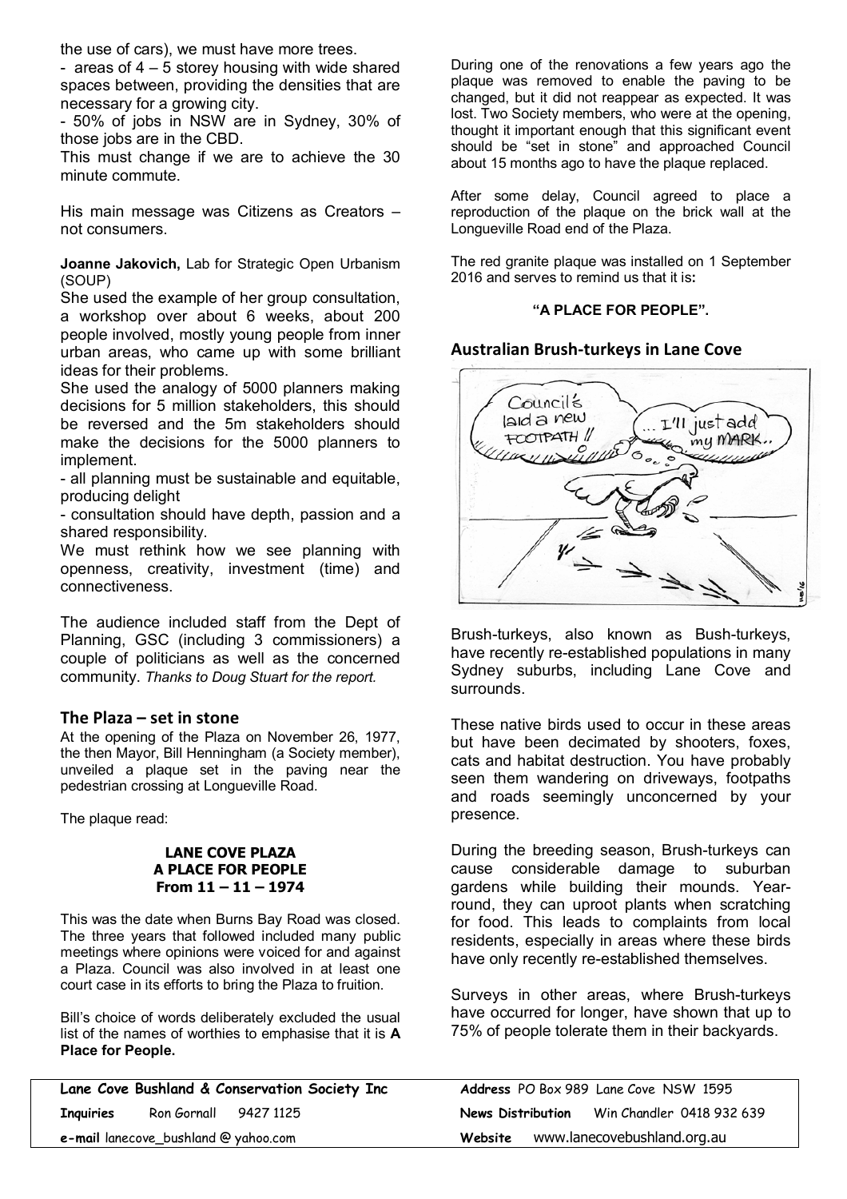the use of cars), we must have more trees.

- areas of 4 – 5 storey housing with wide shared spaces between, providing the densities that are necessary for a growing city.
- 50% of jobs in NSW are in Sydney, 30% of those jobs are in the CBD.

This must change if we are to achieve the 30 minute commute.

His main message was Citizens as Creators – not consumers.

**Joanne Jakovich,** Lab for Strategic Open Urbanism (SOUP)

She used the example of her group consultation, a workshop over about 6 weeks, about 200 people involved, mostly young people from inner urban areas, who came up with some brilliant ideas for their problems.

She used the analogy of 5000 planners making decisions for 5 million stakeholders, this should be reversed and the 5m stakeholders should make the decisions for the 5000 planners to implement.

- all planning must be sustainable and equitable, producing delight
- consultation should have depth, passion and a shared responsibility.

We must rethink how we see planning with openness, creativity, investment (time) and connectiveness.

The audience included staff from the Dept of Planning, GSC (including 3 commissioners) a couple of politicians as well as the concerned community. *Thanks to Doug Stuart for the report.*

## The Plaza – set in stone

At the opening of the Plaza on November 26, 1977, the then Mayor, Bill Henningham (a Society member), unveiled a plaque set in the paving near the pedestrian crossing at Longueville Road.

The plaque read:

**LANE COVE PLAZA**
**A PLACE FOR PEOPLE**
**From 11 – 11 – 1974**

This was the date when Burns Bay Road was closed. The three years that followed included many public meetings where opinions were voiced for and against a Plaza. Council was also involved in at least one court case in its efforts to bring the Plaza to fruition.

Bill's choice of words deliberately excluded the usual list of the names of worthies to emphasise that it is **A Place for People.**

During one of the renovations a few years ago the plaque was removed to enable the paving to be changed, but it did not reappear as expected. It was lost. Two Society members, who were at the opening, thought it important enough that this significant event should be "set in stone" and approached Council about 15 months ago to have the plaque replaced.

After some delay, Council agreed to place a reproduction of the plaque on the brick wall at the Longueville Road end of the Plaza.

The red granite plaque was installed on 1 September 2016 and serves to remind us that it is**:**

**"A PLACE FOR PEOPLE".**

## Australian Brush-turkeys in Lane Cove

Brush-turkeys, also known as Bush-turkeys, have recently re-established populations in many Sydney suburbs, including Lane Cove and surrounds.

These native birds used to occur in these areas but have been decimated by shooters, foxes, cats and habitat destruction. You have probably seen them wandering on driveways, footpaths and roads seemingly unconcerned by your presence.

During the breeding season, Brush-turkeys can cause considerable damage to suburban gardens while building their mounds. Year-round, they can uproot plants when scratching for food. This leads to complaints from local residents, especially in areas where these birds have only recently re-established themselves.

Surveys in other areas, where Brush-turkeys have occurred for longer, have shown that up to 75% of people tolerate them in their backyards.

**Lane Cove Bushland & Conservation Society Inc**
**Inquiries** Ron Gornall 9427 1125
**e-mail** lanecove_bushland @ yahoo.com
**Address** PO Box 989 Lane Cove NSW 1595
**News Distribution** Win Chandler 0418 932 639
**Website** www.lanecovebushland.org.au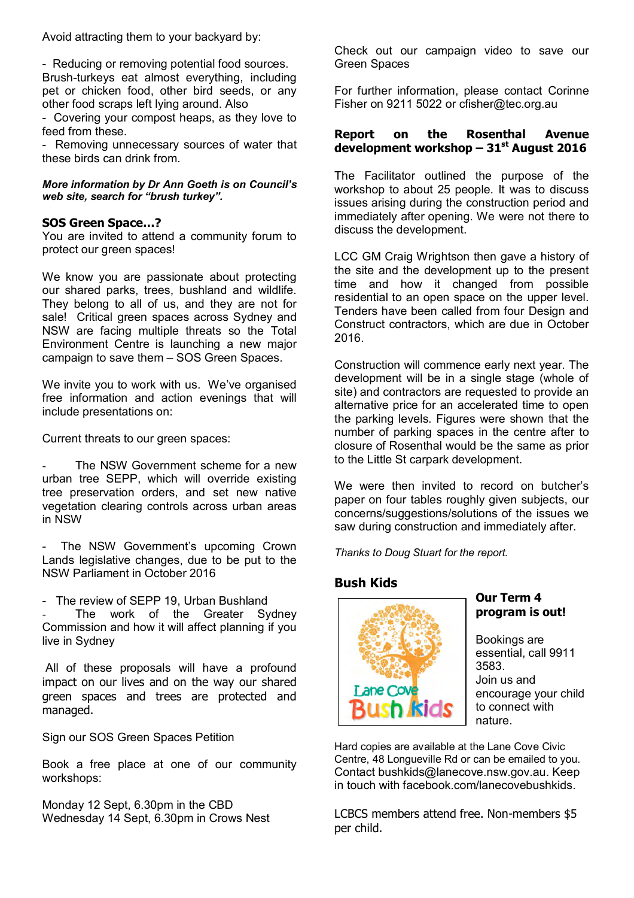Avoid attracting them to your backyard by:

- Reducing or removing potential food sources. Brush-turkeys eat almost everything, including pet or chicken food, other bird seeds, or any other food scraps left lying around. Also
- Covering your compost heaps, as they love to feed from these.
- Removing unnecessary sources of water that these birds can drink from.

***More information by Dr Ann Goeth is on Council's web site, search for "brush turkey".***

## SOS Green Space…?

You are invited to attend a community forum to protect our green spaces!

We know you are passionate about protecting our shared parks, trees, bushland and wildlife. They belong to all of us, and they are not for sale! Critical green spaces across Sydney and NSW are facing multiple threats so the Total Environment Centre is launching a new major campaign to save them – SOS Green Spaces.

We invite you to work with us. We've organised free information and action evenings that will include presentations on:

Current threats to our green spaces:

- The NSW Government scheme for a new urban tree SEPP, which will override existing tree preservation orders, and set new native vegetation clearing controls across urban areas in NSW
- The NSW Government's upcoming Crown Lands legislative changes, due to be put to the NSW Parliament in October 2016
- The review of SEPP 19, Urban Bushland
- The work of the Greater Sydney Commission and how it will affect planning if you live in Sydney

All of these proposals will have a profound impact on our lives and on the way our shared green spaces and trees are protected and managed.

Sign our SOS Green Spaces Petition

Book a free place at one of our community workshops:

Monday 12 Sept, 6.30pm in the CBD
Wednesday 14 Sept, 6.30pm in Crows Nest

Check out our campaign video to save our Green Spaces

For further information, please contact Corinne Fisher on 9211 5022 or cfisher@tec.org.au

## Report on the Rosenthal Avenue development workshop – 31st August 2016

The Facilitator outlined the purpose of the workshop to about 25 people. It was to discuss issues arising during the construction period and immediately after opening. We were not there to discuss the development.

LCC GM Craig Wrightson then gave a history of the site and the development up to the present time and how it changed from possible residential to an open space on the upper level. Tenders have been called from four Design and Construct contractors, which are due in October 2016.

Construction will commence early next year. The development will be in a single stage (whole of site) and contractors are requested to provide an alternative price for an accelerated time to open the parking levels. Figures were shown that the number of parking spaces in the centre after to closure of Rosenthal would be the same as prior to the Little St carpark development.

We were then invited to record on butcher's paper on four tables roughly given subjects, our concerns/suggestions/solutions of the issues we saw during construction and immediately after.

*Thanks to Doug Stuart for the report.*

## Bush Kids

Lane Cove Bush Kids

**Our Term 4 program is out!**

Bookings are essential, call 9911 3583.
Join us and encourage your child to connect with nature.

Hard copies are available at the Lane Cove Civic Centre, 48 Longueville Rd or can be emailed to you. Contact bushkids@lanecove.nsw.gov.au. Keep in touch with facebook.com/lanecovebushkids.

LCBCS members attend free. Non-members $5 per child.